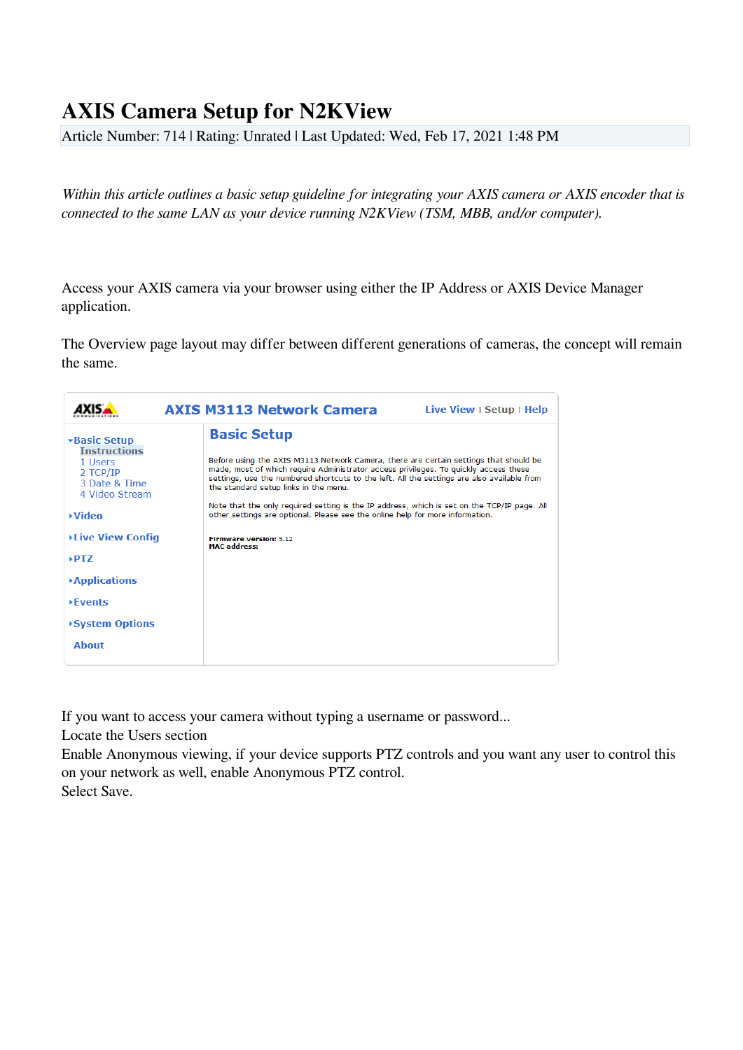# AXIS Camera Setup for N2KView

Article Number: 714 | Rating: Unrated | Last Updated: Wed, Feb 17, 2021 1:48 PM

*Within this article outlines a basic setup guideline for integrating your AXIS camera or AXIS encoder that is connected to the same LAN as your device running N2KView (TSM, MBB, and/or computer).*

Access your AXIS camera via your browser using either the IP Address or AXIS Device Manager application.

The Overview page layout may differ between different generations of cameras, the concept will remain the same.

If you want to access your camera without typing a username or password...
Locate the Users section
Enable Anonymous viewing, if your device supports PTZ controls and you want any user to control this on your network as well, enable Anonymous PTZ control.
Select Save.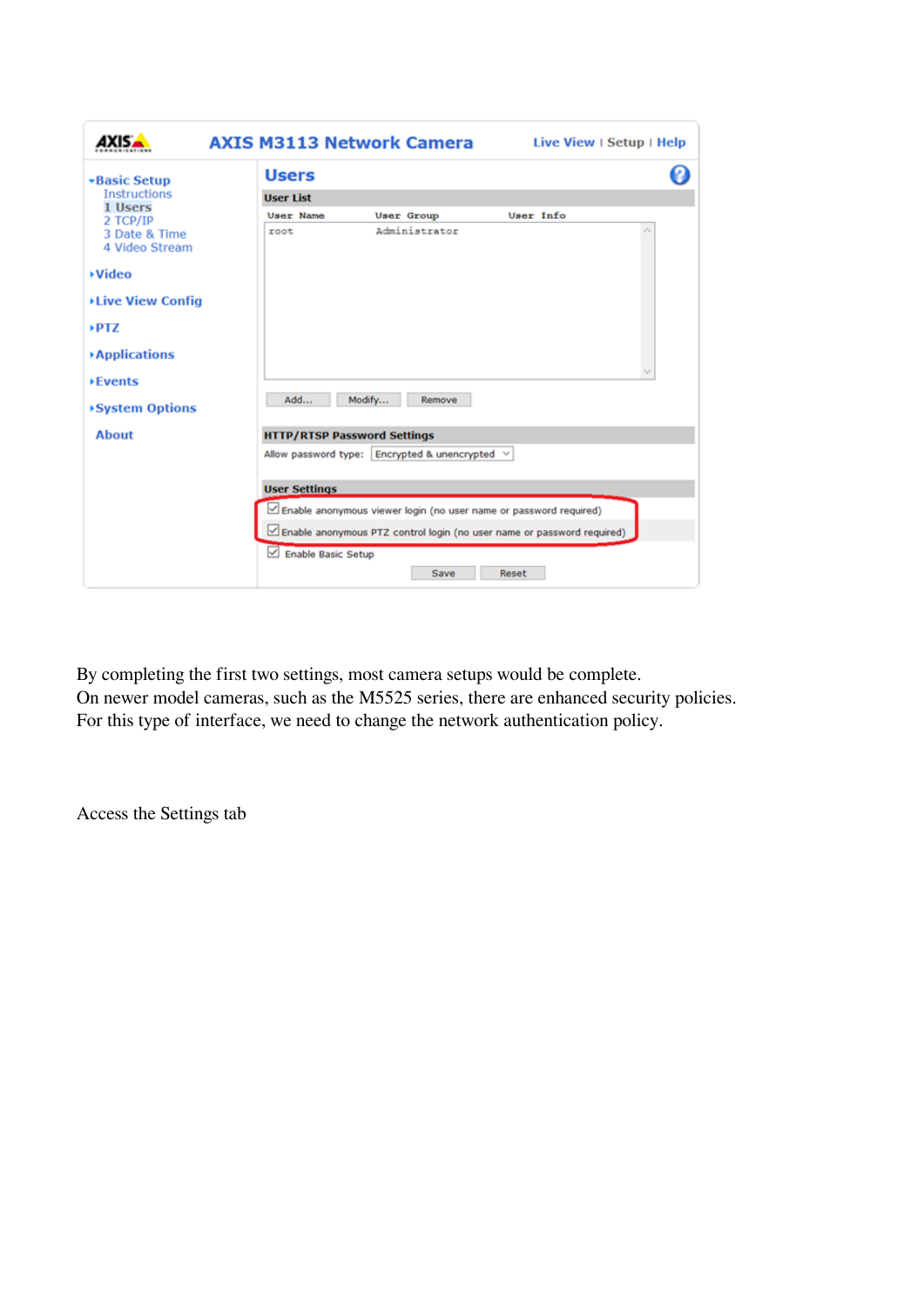By completing the first two settings, most camera setups would be complete.
On newer model cameras, such as the M5525 series, there are enhanced security policies.
For this type of interface, we need to change the network authentication policy.

Access the Settings tab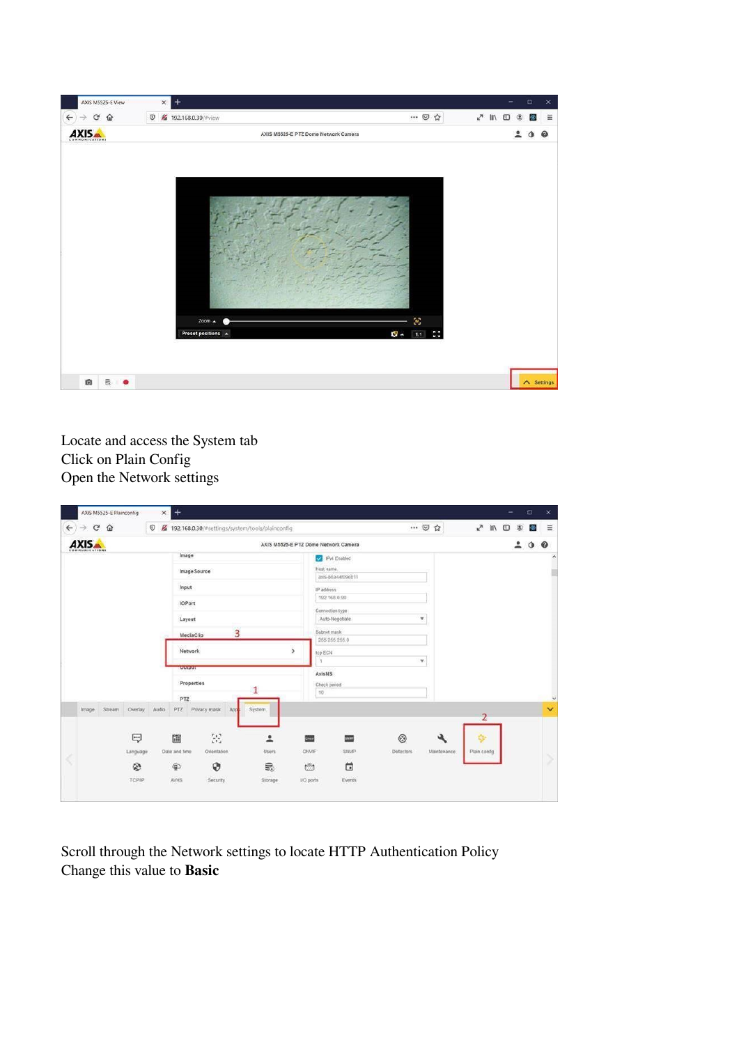Locate and access the System tab
Click on Plain Config
Open the Network settings

Scroll through the Network settings to locate HTTP Authentication Policy
Change this value to **Basic**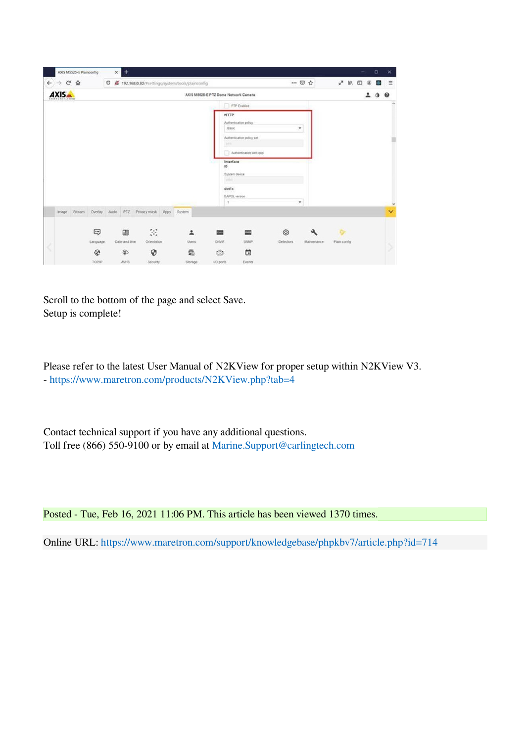Scroll to the bottom of the page and select Save.
Setup is complete!

Please refer to the latest User Manual of N2KView for proper setup within N2KView V3.
- https://www.maretron.com/products/N2KView.php?tab=4

Contact technical support if you have any additional questions.
Toll free (866) 550-9100 or by email at Marine.Support@carlingtech.com

Posted - Tue, Feb 16, 2021 11:06 PM. This article has been viewed 1370 times.

Online URL: https://www.maretron.com/support/knowledgebase/phpkbv7/article.php?id=714